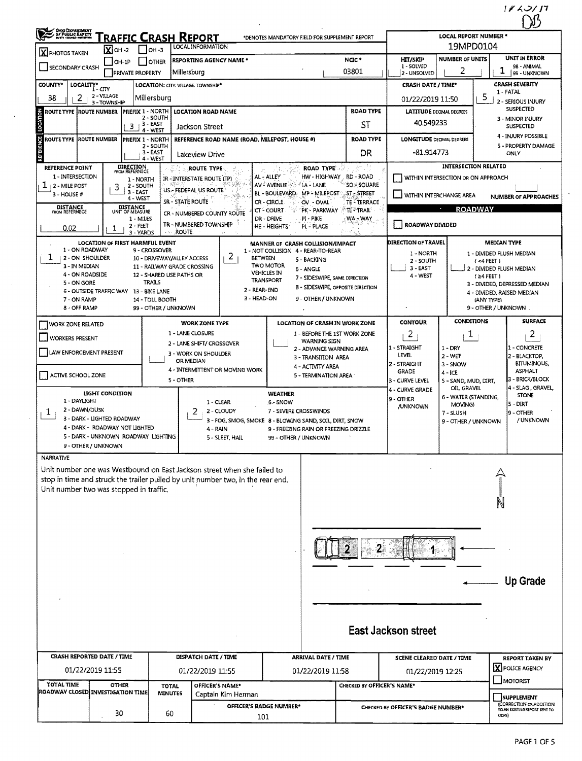1925119 DB

# TRAFFIC CRASH REPORT

Ohio Department of Public Safety

*DENOTES MANDATORY FIELD FOR SUPPLEMENT REPORT

| | |
|---|---|
| LOCAL REPORT NUMBER * | 19MPD0104 |
| PHOTOS TAKEN | [X] |
| OH-2 | [X] |
| OH-3 | [ ] |
| OH-1P | [ ] |
| OTHER | [ ] |
| SECONDARY CRASH | [ ] |
| PRIVATE PROPERTY | [ ] |
| REPORTING AGENCY NAME * | Millersburg |
| NCIC * | 03801 |
| HIT/SKIP (1 - SOLVED, 2 - UNSOLVED) | |
| NUMBER OF UNITS | 2 |
| UNIT IN ERROR (98 - ANIMAL, 99 - UNKNOWN) | 1 |
| COUNTY* | 38 |
| LOCALITY* (1 - CITY, 2 - VILLAGE, 3 - TOWNSHIP) | 2 |
| LOCATION: CITY, VILLAGE, TOWNSHIP* | Millersburg |
| CRASH DATE / TIME* | 01/22/2019 11:50 |
| CRASH SEVERITY (1 - FATAL, 2 - SERIOUS INJURY SUSPECTED, 3 - MINOR INJURY SUSPECTED, 4 - INJURY POSSIBLE, 5 - PROPERTY DAMAGE ONLY) | 5 |

## LOCATION

| ROUTE TYPE | ROUTE NUMBER | PREFIX (1 - NORTH, 2 - SOUTH, 3 - EAST, 4 - WEST) | LOCATION ROAD NAME | ROAD TYPE | LATITUDE DECIMAL DEGREES |
|---|---|---|---|---|---|
| | | 3 | Jackson Street | ST | 40.549233 |

## REFERENCE

| ROUTE TYPE | ROUTE NUMBER | PREFIX (1 - NORTH, 2 - SOUTH, 3 - EAST, 4 - WEST) | REFERENCE ROAD NAME (ROAD, MILEPOST, HOUSE #) | ROAD TYPE | LONGITUDE DECIMAL DEGREES |
|---|---|---|---|---|---|
| | | | Lakeview Drive | DR | -81.914773 |

- REFERENCE POINT (1 - INTERSECTION, 2 - MILE POST, 3 - HOUSE #): 1
- DIRECTION FROM REFERENCE (1 - NORTH, 2 - SOUTH, 3 - EAST, 4 - WEST): 3
- DISTANCE FROM REFERENCE: 0.02
- DISTANCE UNIT OF MEASURE (1 - MILES, 2 - FEET, 3 - YARDS): 1

ROUTE TYPE: IR - INTERSTATE ROUTE (TP); US - FEDERAL US ROUTE; SR - STATE ROUTE; CR - NUMBERED COUNTY ROUTE; TR - NUMBERED TOWNSHIP ROUTE

ROAD TYPE: AL - ALLEY; AV - AVENUE; BL - BOULEVARD; CR - CIRCLE; CT - COURT; DR - DRIVE; HE - HEIGHTS; HW - HIGHWAY; LA - LANE; MP - MILEPOST; OV - OVAL; PK - PARKWAY; PI - PIKE; PL - PLACE; RD - ROAD; SQ - SQUARE; ST - STREET; TE - TERRACE; TL - TRAIL; WA - WAY

INTERSECTION RELATED
- [ ] WITHIN INTERSECTION OR ON APPROACH
- [ ] WITHIN INTERCHANGE AREA
- NUMBER OF APPROACHES:

ROADWAY
- [ ] ROADWAY DIVIDED

**LOCATION OF FIRST HARMFUL EVENT:** 1
1 - ON ROADWAY; 2 - ON SHOULDER; 3 - IN MEDIAN; 4 - ON ROADSIDE; 5 - ON GORE; 6 - OUTSIDE TRAFFIC WAY; 7 - ON RAMP; 8 - OFF RAMP; 9 - CROSSOVER; 10 - DRIVEWAY/ALLEY ACCESS; 11 - RAILWAY GRADE CROSSING; 12 - SHARED USE PATHS OR TRAILS; 13 - BIKE LANE; 14 - TOLL BOOTH; 99 - OTHER / UNKNOWN

**MANNER OF CRASH COLLISION/IMPACT:** 2
1 - NOT COLLISION BETWEEN TWO MOTOR VEHICLES IN TRANSPORT; 2 - REAR-END; 3 - HEAD-ON; 4 - REAR-TO-REAR; 5 - BACKING; 6 - ANGLE; 7 - SIDESWIPE, SAME DIRECTION; 8 - SIDESWIPE, OPPOSITE DIRECTION; 9 - OTHER / UNKNOWN

**DIRECTION OF TRAVEL:** 1 - NORTH; 2 - SOUTH; 3 - EAST; 4 - WEST

**MEDIAN TYPE:** 1 - DIVIDED FLUSH MEDIAN (<4 FEET); 2 - DIVIDED FLUSH MEDIAN (≥4 FEET); 3 - DIVIDED, DEPRESSED MEDIAN; 4 - DIVIDED, RAISED MEDIAN (ANY TYPE); 9 - OTHER / UNKNOWN

- [ ] WORK ZONE RELATED
- [ ] WORKERS PRESENT
- [ ] LAW ENFORCEMENT PRESENT
- [ ] ACTIVE SCHOOL ZONE

**WORK ZONE TYPE:** 1 - LANE CLOSURE; 2 - LANE SHIFT/ CROSSOVER; 3 - WORK ON SHOULDER OR MEDIAN; 4 - INTERMITTENT OR MOVING WORK; 5 - OTHER

**LOCATION OF CRASH IN WORK ZONE:** 1 - BEFORE THE 1ST WORK ZONE WARNING SIGN; 2 - ADVANCE WARNING AREA; 3 - TRANSITION AREA; 4 - ACTIVITY AREA; 5 - TERMINATION AREA

**CONTOUR:** 2
1 - STRAIGHT LEVEL; 2 - STRAIGHT GRADE; 3 - CURVE LEVEL; 4 - CURVE GRADE; 9 - OTHER /UNKNOWN

**CONDITIONS:** 1
1 - DRY; 2 - WET; 3 - SNOW; 4 - ICE; 5 - SAND, MUD, DIRT, OIL, GRAVEL; 6 - WATER (STANDING, MOVING); 7 - SLUSH; 9 - OTHER / UNKNOWN

**SURFACE:** 2
1 - CONCRETE; 2 - BLACKTOP, BITUMINOUS, ASPHALT; 3 - BRICK/BLOCK; 4 - SLAG, GRAVEL, STONE; 5 - DIRT; 9 - OTHER / UNKNOWN

**LIGHT CONDITION:** 1
1 - DAYLIGHT; 2 - DAWN/DUSK; 3 - DARK - LIGHTED ROADWAY; 4 - DARK - ROADWAY NOT LIGHTED; 5 - DARK - UNKNOWN ROADWAY LIGHTING; 9 - OTHER / UNKNOWN

**WEATHER:** 2
1 - CLEAR; 2 - CLOUDY; 3 - FOG, SMOG, SMOKE; 4 - RAIN; 5 - SLEET, HAIL; 6 - SNOW; 7 - SEVERE CROSSWINDS; 8 - BLOWING SAND, SOIL, DIRT, SNOW; 9 - FREEZING RAIN OR FREEZING DRIZZLE; 99 - OTHER / UNKNOWN

## NARRATIVE

Unit number one was Westbound on East Jackson street when she failed to stop in time and struck the trailer pulled by unit number two, in the rear end. Unit number two was stopped in traffic.

N

Up Grade

East Jackson street

| CRASH REPORTED DATE / TIME | DISPATCH DATE / TIME | ARRIVAL DATE / TIME | SCENE CLEARED DATE / TIME | REPORT TAKEN BY |
|---|---|---|---|---|
| 01/22/2019 11:55 | 01/22/2019 11:55 | 01/22/2019 11:58 | 01/22/2019 12:25 | [X] POLICE AGENCY [ ] MOTORIST |

| TOTAL TIME ROADWAY CLOSED | OTHER INVESTIGATION TIME | TOTAL MINUTES | OFFICER'S NAME* | CHECKED BY OFFICER'S NAME* |
|---|---|---|---|---|
| | 30 | 60 | Captain Kim Herman | |

| OFFICER'S BADGE NUMBER* | CHECKED BY OFFICER'S BADGE NUMBER* |
|---|---|
| 101 | |

[ ] SUPPLEMENT (CORRECTION OR ADDITION TO AN EXISTING REPORT SENT TO ODPS)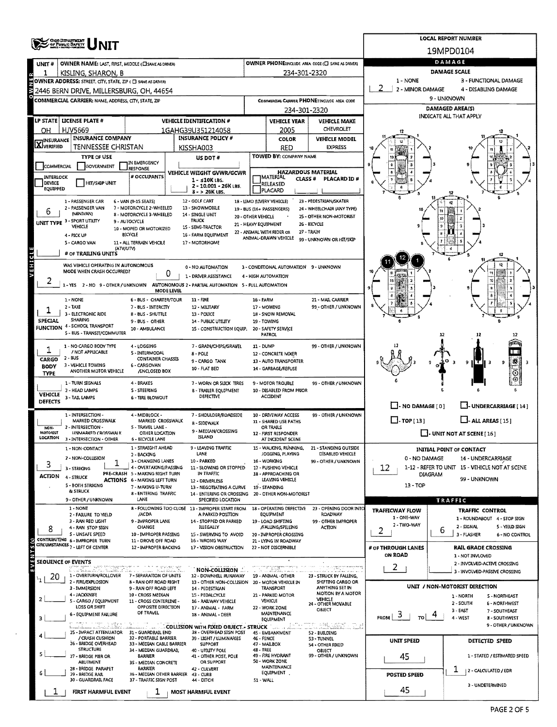# UNIT

**LOCAL REPORT NUMBER:** 19MPD0104

| Field | Value |
|---|---|
| UNIT # | 1 |
| OWNER NAME: LAST, FIRST, MIDDLE | KISLING, SHARON, B |
| OWNER PHONE | 234-301-2320 |
| OWNER ADDRESS | 2446 BERN DRIVE, MILLERSBURG, OH, 44654 |
| COMMERCIAL CARRIER: NAME, ADDRESS, CITY, STATE, ZIP | |
| COMMERCIAL CARRIER PHONE | 234-301-2320 |
| LP STATE | OH |
| LICENSE PLATE # | HJV5669 |
| VEHICLE IDENTIFICATION # | 1GAHG39U351214058 |
| VEHICLE YEAR | 2005 |
| VEHICLE MAKE | CHEVROLET |
| INSURANCE | X VERIFIED |
| INSURANCE COMPANY | TENNESSEE CHRISTAN |
| INSURANCE POLICY # | KISSHA003 |
| COLOR | RED |
| VEHICLE MODEL | EXPRESS |
| TYPE OF USE | |
| US DOT # | |
| TOWED BY: COMPANY NAME | |
| # OCCUPANTS | |
| VEHICLE WEIGHT GVWR/GCWR | 1 - ≤10K LBS. / 2 - 10.001 - 26K LBS. / 3 - > 26K LBS. |
| HAZARDOUS MATERIAL | |
| UNIT TYPE | 6 |
| # OF TRAILING UNITS | |
| WAS VEHICLE OPERATING IN AUTONOMOUS MODE WHEN CRASH OCCURRED? | 2 |
| AUTONOMOUS MODE LEVEL | 0 |
| SPECIAL FUNCTION | 1 |
| CARGO BODY TYPE | 1 |
| VEHICLE DEFECTS | |
| NON-MOTORIST LOCATION | |
| ACTION | 3 |
| PRE-CRASH ACTIONS | 1 |
| CONTRIBUTING CIRCUMSTANCES | 8 |

UNIT TYPE codes: 1 - PASSENGER CAR, 2 - PASSENGER VAN (MINIVAN), 3 - SPORT UTILITY VEHICLE, 4 - PICK UP, 5 - CARGO VAN, 6 - VAN (9-15 SEATS), 7 - MOTORCYCLE 2-WHEELED, 8 - MOTORCYCLE 3-WHEELED, 9 - AUTOCYCLE, 10 - MOPED OR MOTORIZED BICYCLE, 11 - ALL TERRAIN VEHICLE (ATV/UTV), 12 - GOLF CART, 13 - SNOWMOBILE, 14 - SINGLE UNIT TRUCK, 15 - SEMI-TRACTOR, 16 - FARM EQUIPMENT, 17 - MOTORHOME, 18 - LIMO (LIVERY VEHICLE), 19 - BUS (16+ PASSENGERS), 20 - OTHER VEHICLE, 21 - HEAVY EQUIPMENT, 22 - ANIMAL WITH RIDER OR ANIMAL-DRAWN VEHICLE, 23 - PEDESTRIAN/SKATER, 24 - WHEELCHAIR (ANY TYPE), 25 - OTHER NON-MOTORIST, 26 - BICYCLE, 27 - TRAIN, 99 - UNKNOWN OR HIT/SKIP

AUTONOMOUS: 1 - YES, 2 - NO, 9 - OTHER / UNKNOWN. MODE LEVEL: 0 - NO AUTOMATION, 1 - DRIVER ASSISTANCE, 2 - PARTIAL AUTOMATION, 3 - CONDITIONAL AUTOMATION, 4 - HIGH AUTOMATION, 5 - FULL AUTOMATION, 9 - UNKNOWN

SPECIAL FUNCTION: 1 - NONE, 2 - TAXI, 3 - ELECTRONIC RIDE SHARING, 4 - SCHOOL TRANSPORT, 5 - BUS - TRANSIT/COMMUTER, 6 - BUS - CHARTER/TOUR, 7 - BUS - INTERCITY, 8 - BUS - SHUTTLE, 9 - BUS - OTHER, 10 - AMBULANCE, 11 - FIRE, 12 - MILITARY, 13 - POLICE, 14 - PUBLIC UTILITY, 15 - CONSTRUCTION EQUIP., 16 - FARM, 17 - MOWING, 18 - SNOW REMOVAL, 19 - TOWING, 20 - SAFETY SERVICE PATROL, 21 - MAIL CARRIER, 99 - OTHER / UNKNOWN

CARGO BODY TYPE: 1 - NO CARGO BODY TYPE / NOT APPLICABLE, 2 - BUS, 3 - VEHICLE TOWING ANOTHER MOTOR VEHICLE, 4 - LOGGING, 5 - INTERMODAL CONTAINER CHASSIS, 6 - CARGOVAN /ENCLOSED BOX, 7 - GRAIN/CHIPS/GRAVEL, 8 - POLE, 9 - CARGO TANK, 10 - FLAT BED, 11 - DUMP, 12 - CONCRETE MIXER, 13 - AUTO TRANSPORTER, 14 - GARBAGE/REFUSE, 99 - OTHER / UNKNOWN

VEHICLE DEFECTS: 1 - TURN SIGNALS, 2 - HEAD LAMPS, 3 - TAIL LAMPS, 4 - BRAKES, 5 - STEERING, 6 - TIRE BLOWOUT, 7 - WORN OR SLICK TIRES, 8 - TRAILER EQUIPMENT DEFECTIVE, 9 - MOTOR TROUBLE, 10 - DISABLED FROM PRIOR ACCIDENT, 99 - OTHER / UNKNOWN

NON-MOTORIST LOCATION: 1 - INTERSECTION - MARKED CROSSWALK, 2 - INTERSECTION - UNMARKED CROSSWALK, 3 - INTERSECTION - OTHER, 4 - MIDBLOCK - MARKED CROSSWALK, 5 - TRAVEL LANE - OTHER LOCATION, 6 - BICYCLE LANE, 7 - SHOULDER/ROADSIDE, 8 - SIDEWALK, 9 - MEDIAN/CROSSING ISLAND, 10 - DRIVEWAY ACCESS, 11 - SHARED USE PATHS OR TRAILS, 12 - FIRST RESPONDER AT INCIDENT SCENE, 99 - OTHER / UNKNOWN

ACTION: 1 - NON-CONTACT, 2 - NON-COLLISION, 3 - STRIKING, 4 - STRUCK, 5 - BOTH STRIKING & STRUCK, 9 - OTHER / UNKNOWN

PRE-CRASH ACTIONS: 1 - STRAIGHT AHEAD, 2 - BACKING, 3 - CHANGING LANES, 4 - OVERTAKING/PASSING, 5 - MAKING RIGHT TURN, 6 - MAKING LEFT TURN, 7 - MAKING U-TURN, 8 - ENTERING TRAFFIC LANE, 9 - LEAVING TRAFFIC LANE, 10 - PARKED, 11 - SLOWING OR STOPPED IN TRAFFIC, 12 - DRIVERLESS, 13 - NEGOTIATING A CURVE, 14 - ENTERING OR CROSSING SPECIFIED LOCATION, 15 - WALKING, RUNNING, JOGGING, PLAYING, 16 - WORKING, 17 - PUSHING VEHICLE, 18 - APPROACHING OR LEAVING VEHICLE, 19 - STANDING, 20 - OTHER NON-MOTORIST, 21 - STANDING OUTSIDE DISABLED VEHICLE, 99 - OTHER / UNKNOWN

CONTRIBUTING CIRCUMSTANCES: 1 - NONE, 2 - FAILURE TO YIELD, 3 - RAN RED LIGHT, 4 - RAN STOP SIGN, 5 - UNSAFE SPEED, 6 - IMPROPER TURN, 7 - LEFT OF CENTER, 8 - FOLLOWING TOO CLOSE /ACDA, 9 - IMPROPER LANE CHANGE, 10 - IMPROPER PASSING, 11 - DROVE OFF ROAD, 12 - IMPROPER BACKING, 13 - IMPROPER START FROM A PARKED POSITION, 14 - STOPPED OR PARKED ILLEGALLY, 15 - SWERVING TO AVOID, 16 - WRONG WAY, 17 - VISION OBSTRUCTION, 18 - OPERATING DEFECTIVE EQUIPMENT, 19 - LOAD SHIFTING /FALLING/SPILLING, 20 - IMPROPER CROSSING, 21 - LYING IN ROADWAY, 22 - NOT DISCERNIBLE, 23 - OPENING DOOR INTO ROADWAY, 99 - OTHER IMPROPER ACTION

## SEQUENCE OF EVENTS

| # | Event |
|---|---|
| 1 | 20 |
| 2 | |
| 3 | |
| 4 | |
| 5 | |
| 6 | |

NON-COLLISION: 1 - OVERTURN/ROLLOVER, 2 - FIRE/EXPLOSION, 3 - IMMERSION, 4 - JACKKNIFE, 5 - CARGO / EQUIPMENT LOSS OR SHIFT, 6 - EQUIPMENT FAILURE, 7 - SEPARATION OF UNITS, 8 - RAN OFF ROAD RIGHT, 9 - RAN OFF ROAD LEFT, 10 - CROSS MEDIAN, 11 - CROSS CENTERLINE - OPPOSITE DIRECTION OF TRAVEL, 12 - DOWNHILL RUNAWAY, 13 - OTHER NON-COLLISION, 14 - PEDESTRIAN, 15 - PEDALCYCLE, 16 - RAILWAY VEHICLE, 17 - ANIMAL - FARM, 18 - ANIMAL - DEER, 19 - ANIMAL - OTHER, 20 - MOTOR VEHICLE IN TRANSPORT, 21 - PARKED MOTOR VEHICLE, 22 - WORK ZONE MAINTENANCE EQUIPMENT, 23 - STRUCK BY FALLING, SHIFTING CARGO OR ANYTHING SET IN MOTION BY A MOTOR VEHICLE, 24 - OTHER MOVABLE OBJECT

COLLISION WITH FIXED OBJECT - STRUCK: 25 - IMPACT ATTENUATOR / CRASH CUSHION, 26 - BRIDGE OVERHEAD STRUCTURE, 27 - BRIDGE PIER OR ABUTMENT, 28 - BRIDGE PARAPET, 29 - BRIDGE RAIL, 30 - GUARDRAIL FACE, 31 - GUARDRAIL END, 32 - PORTABLE BARRIER, 33 - MEDIAN CABLE BARRIER, 34 - MEDIAN GUARDRAIL BARRIER, 35 - MEDIAN CONCRETE BARRIER, 36 - MEDIAN OTHER BARRIER, 37 - TRAFFIC SIGN POST, 38 - OVERHEAD SIGN POST, 39 - LIGHT / LUMINARIES SUPPORT, 40 - UTILITY POLE, 41 - OTHER POST, POLE OR SUPPORT, 42 - CULVERT, 43 - CURB, 44 - DITCH, 45 - EMBANKMENT, 46 - FENCE, 47 - MAILBOX, 48 - TREE, 49 - FIRE HYDRANT, 50 - WORK ZONE MAINTENANCE EQUIPMENT, 51 - WALL, 52 - BUILDING, 53 - TUNNEL, 54 - OTHER FIXED OBJECT, 99 - OTHER / UNKNOWN

FIRST HARMFUL EVENT: 1 | MOST HARMFUL EVENT: 1

## DAMAGE

DAMAGE SCALE: **2** (1 - NONE, 2 - MINOR DAMAGE, 3 - FUNCTIONAL DAMAGE, 4 - DISABLING DAMAGE, 9 - UNKNOWN)

DAMAGED AREA(S) — INDICATE ALL THAT APPLY: 11, 12, 1

☐ NO DAMAGE [0] ☐ UNDERCARRIAGE [14] ☐ TOP [13] ☐ ALL AREAS [15] ☐ UNIT NOT AT SCENE [16]

INITIAL POINT OF CONTACT: **12** (0 - NO DAMAGE, 1-12 - REFER TO UNIT DIAGRAM, 13 - TOP, 14 - UNDERCARRIAGE, 15 - VEHICLE NOT AT SCENE, 99 - UNKNOWN)

## TRAFFIC

| Field | Value |
|---|---|
| TRAFFICWAY FLOW (1 - ONE-WAY, 2 - TWO-WAY) | 2 |
| TRAFFIC CONTROL (1 - ROUNDABOUT, 2 - SIGNAL, 3 - FLASHER, 4 - STOP SIGN, 5 - YIELD SIGN, 6 - NO CONTROL) | 6 |
| # OF THROUGH LANES ON ROAD | 2 |
| RAIL GRADE CROSSING (1 - NOT INVLOVED, 2 - INVOLVED-ACTIVE CROSSING, 3 - INVOLVED-PASSIVE CROSSING) | |
| UNIT / NON-MOTORIST DIRECTION | FROM 3 TO 4 |
| UNIT SPEED | 45 |
| POSTED SPEED | 45 |
| DETECTED SPEED (1 - STATED / ESTIMATED SPEED, 2 - CALCULATED / EDR, 3 - UNDETERMINED) | 1 |

DIRECTION: 1 - NORTH, 2 - SOUTH, 3 - EAST, 4 - WEST, 5 - NORTHEAST, 6 - NORTHWEST, 7 - SOUTHEAST, 8 - SOUTHWEST, 9 - OTHER / UNKNOWN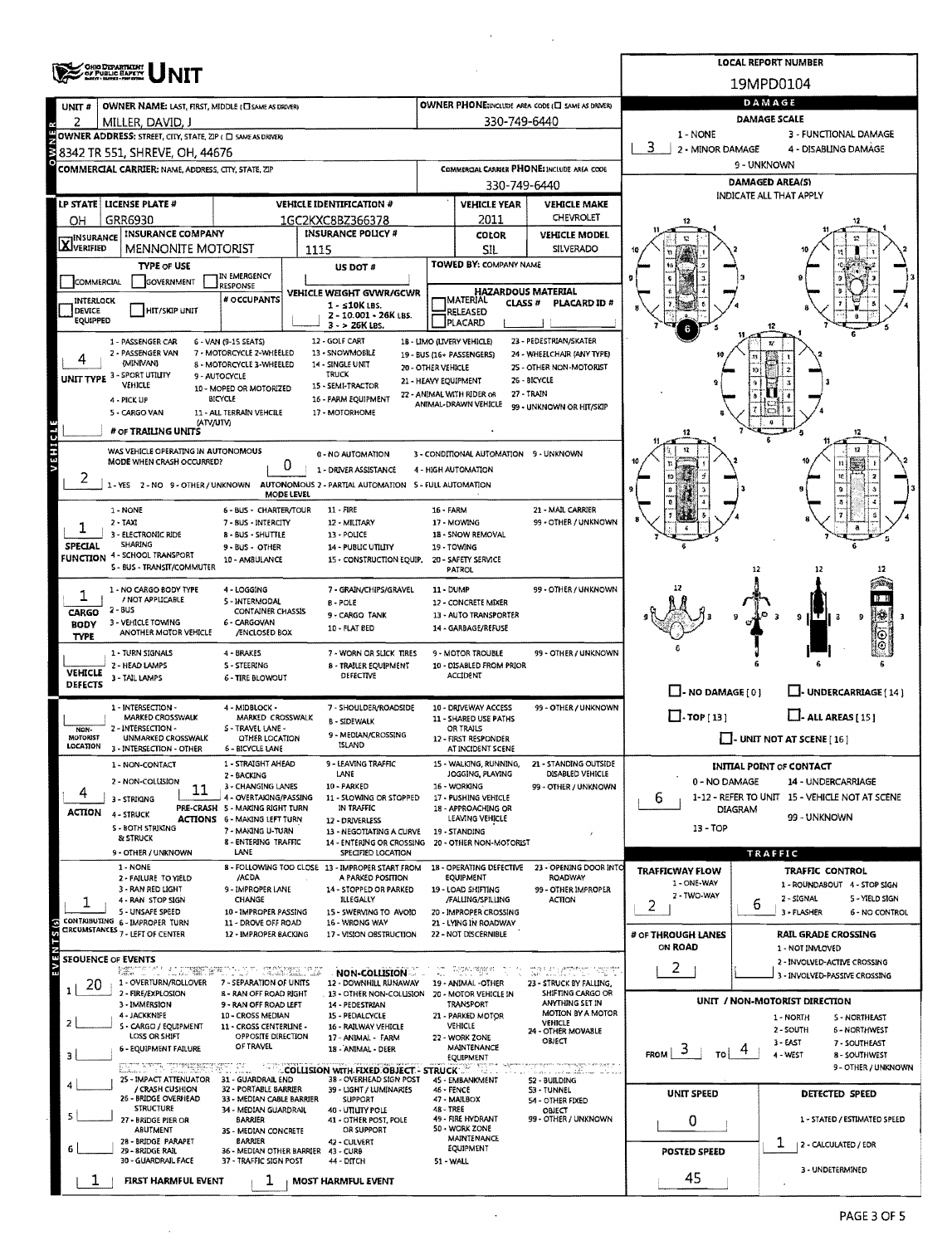# OHIO DEPARTMENT OF PUBLIC SAFETY — UNIT

**LOCAL REPORT NUMBER:** 19MPD0104

## OWNER

| UNIT # | OWNER NAME: LAST, FIRST, MIDDLE (☐ SAME AS DRIVER) | OWNER PHONE: INCLUDE AREA CODE (☐ SAME AS DRIVER) |
|---|---|---|
| 2 | MILLER, DAVID, J | 330-749-6440 |

**OWNER ADDRESS:** STREET, CITY, STATE, ZIP (☐ SAME AS DRIVER)
8342 TR 551, SHREVE, OH, 44676

**COMMERCIAL CARRIER:** NAME, ADDRESS, CITY, STATE, ZIP
**COMMERCIAL CARRIER PHONE:** INCLUDE AREA CODE — 330-749-6440

## VEHICLE

| LP STATE | LICENSE PLATE # | VEHICLE IDENTIFICATION # | VEHICLE YEAR | VEHICLE MAKE |
|---|---|---|---|---|
| OH | GRR6930 | 1GC2KXC8BZ366378 | 2011 | CHEVROLET |

| INSURANCE | INSURANCE COMPANY | INSURANCE POLICY # | COLOR | VEHICLE MODEL |
|---|---|---|---|---|
| [X] VERIFIED | MENNONITE MOTORIST | 1115 | SIL | SILVERADO |

**TYPE OF USE:** ☐ COMMERCIAL ☐ GOVERNMENT ☐ IN EMERGENCY RESPONSE
**US DOT #:**
**TOWED BY:** COMPANY NAME
☐ INTERLOCK DEVICE EQUIPPED ☐ HIT/SKIP UNIT
**# OCCUPANTS:**
**VEHICLE WEIGHT GVWR/GCWR:** 1 - ≤10K LBS. 2 - 10.001 - 26K LBS. 3 - > 26K LBS.
**HAZARDOUS MATERIAL:** ☐ MATERIAL RELEASED ☐ PLACARD — CLASS # — PLACARD ID #

**UNIT TYPE:** 4
1 - PASSENGER CAR; 2 - PASSENGER VAN (MINIVAN); 3 - SPORT UTILITY VEHICLE; 4 - PICK UP; 5 - CARGO VAN; 6 - VAN (9-15 SEATS); 7 - MOTORCYCLE 2-WHEELED; 8 - MOTORCYCLE 3-WHEELED; 9 - AUTOCYCLE; 10 - MOPED OR MOTORIZED BICYCLE; 11 - ALL TERRAIN VEHICLE (ATV/UTV); 12 - GOLF CART; 13 - SNOWMOBILE; 14 - SINGLE UNIT TRUCK; 15 - SEMI-TRACTOR; 16 - FARM EQUIPMENT; 17 - MOTORHOME; 18 - LIMO (LIVERY VEHICLE); 19 - BUS (16+ PASSENGERS); 20 - OTHER VEHICLE; 21 - HEAVY EQUIPMENT; 22 - ANIMAL WITH RIDER OR ANIMAL-DRAWN VEHICLE; 23 - PEDESTRIAN/SKATER; 24 - WHEELCHAIR (ANY TYPE); 25 - OTHER NON-MOTORIST; 26 - BICYCLE; 27 - TRAIN; 99 - UNKNOWN OR HIT/SKIP

**# OF TRAILING UNITS:**

**WAS VEHICLE OPERATING IN AUTONOMOUS MODE WHEN CRASH OCCURRED?** 2 (1 - YES 2 - NO 9 - OTHER / UNKNOWN)
**AUTONOMOUS MODE LEVEL:** 0
0 - NO AUTOMATION; 1 - DRIVER ASSISTANCE; 2 - PARTIAL AUTOMATION; 3 - CONDITIONAL AUTOMATION; 4 - HIGH AUTOMATION; 5 - FULL AUTOMATION; 9 - UNKNOWN

**SPECIAL FUNCTION:** 1
1 - NONE; 2 - TAXI; 3 - ELECTRONIC RIDE SHARING; 4 - SCHOOL TRANSPORT; 5 - BUS - TRANSIT/COMMUTER; 6 - BUS - CHARTER/TOUR; 7 - BUS - INTERCITY; 8 - BUS - SHUTTLE; 9 - BUS - OTHER; 10 - AMBULANCE; 11 - FIRE; 12 - MILITARY; 13 - POLICE; 14 - PUBLIC UTILITY; 15 - CONSTRUCTION EQUIP.; 16 - FARM; 17 - MOWING; 18 - SNOW REMOVAL; 19 - TOWING; 20 - SAFETY SERVICE PATROL; 21 - MAIL CARRIER; 99 - OTHER / UNKNOWN

**CARGO BODY TYPE:** 1
1 - NO CARGO BODY TYPE / NOT APPLICABLE; 2 - BUS; 3 - VEHICLE TOWING ANOTHER MOTOR VEHICLE; 4 - LOGGING; 5 - INTERMODAL CONTAINER CHASSIS; 6 - CARGOVAN /ENCLOSED BOX; 7 - GRAIN/CHIPS/GRAVEL; 8 - POLE; 9 - CARGO TANK; 10 - FLAT BED; 11 - DUMP; 12 - CONCRETE MIXER; 13 - AUTO TRANSPORTER; 14 - GARBAGE/REFUSE; 99 - OTHER / UNKNOWN

**VEHICLE DEFECTS:**
1 - TURN SIGNALS; 2 - HEAD LAMPS; 3 - TAIL LAMPS; 4 - BRAKES; 5 - STEERING; 6 - TIRE BLOWOUT; 7 - WORN OR SLICK TIRES; 8 - TRAILER EQUIPMENT DEFECTIVE; 9 - MOTOR TROUBLE; 10 - DISABLED FROM PRIOR ACCIDENT; 99 - OTHER / UNKNOWN

**NON-MOTORIST LOCATION:**
1 - INTERSECTION - MARKED CROSSWALK; 2 - INTERSECTION - UNMARKED CROSSWALK; 3 - INTERSECTION - OTHER; 4 - MIDBLOCK - MARKED CROSSWALK; 5 - TRAVEL LANE - OTHER LOCATION; 6 - BICYCLE LANE; 7 - SHOULDER/ROADSIDE; 8 - SIDEWALK; 9 - MEDIAN/CROSSING ISLAND; 10 - DRIVEWAY ACCESS; 11 - SHARED USE PATHS OR TRAILS; 12 - FIRST RESPONDER AT INCIDENT SCENE; 99 - OTHER / UNKNOWN

**ACTION:** 4
1 - NON-CONTACT; 2 - NON-COLLISION; 3 - STRIKING; 4 - STRUCK; 5 - BOTH STRIKING & STRUCK; 9 - OTHER / UNKNOWN

**PRE-CRASH ACTIONS:** 11
1 - STRAIGHT AHEAD; 2 - BACKING; 3 - CHANGING LANES; 4 - OVERTAKING/PASSING; 5 - MAKING RIGHT TURN; 6 - MAKING LEFT TURN; 7 - MAKING U-TURN; 8 - ENTERING TRAFFIC LANE; 9 - LEAVING TRAFFIC LANE; 10 - PARKED; 11 - SLOWING OR STOPPED IN TRAFFIC; 12 - DRIVERLESS; 13 - NEGOTIATING A CURVE; 14 - ENTERING OR CROSSING SPECIFIED LOCATION; 15 - WALKING, RUNNING, JOGGING, PLAYING; 16 - WORKING; 17 - PUSHING VEHICLE; 18 - APPROACHING OR LEAVING VEHICLE; 19 - STANDING; 20 - OTHER NON-MOTORIST; 21 - STANDING OUTSIDE DISABLED VEHICLE; 99 - OTHER / UNKNOWN

**CONTRIBUTING CIRCUMSTANCES:** 1
1 - NONE; 2 - FAILURE TO YIELD; 3 - RAN RED LIGHT; 4 - RAN STOP SIGN; 5 - UNSAFE SPEED; 6 - IMPROPER TURN; 7 - LEFT OF CENTER; 8 - FOLLOWING TOO CLOSE /ACDA; 9 - IMPROPER LANE CHANGE; 10 - IMPROPER PASSING; 11 - DROVE OFF ROAD; 12 - IMPROPER BACKING; 13 - IMPROPER START FROM A PARKED POSITION; 14 - STOPPED OR PARKED ILLEGALLY; 15 - SWERVING TO AVOID; 16 - WRONG WAY; 17 - VISION OBSTRUCTION; 18 - OPERATING DEFECTIVE EQUIPMENT; 19 - LOAD SHIFTING /FALLING/SPILLING; 20 - IMPROPER CROSSING; 21 - LYING IN ROADWAY; 22 - NOT DISCERNIBLE; 23 - OPENING DOOR INTO ROADWAY; 99 - OTHER IMPROPER ACTION

## EVENTS

**SEQUENCE OF EVENTS:**
1: 20
2:
3:
4:
5:
6:

NON-COLLISION: 1 - OVERTURN/ROLLOVER; 2 - FIRE/EXPLOSION; 3 - IMMERSION; 4 - JACKKNIFE; 5 - CARGO / EQUIPMENT LOSS OR SHIFT; 6 - EQUIPMENT FAILURE; 7 - SEPARATION OF UNITS; 8 - RAN OFF ROAD RIGHT; 9 - RAN OFF ROAD LEFT; 10 - CROSS MEDIAN; 11 - CROSS CENTERLINE - OPPOSITE DIRECTION OF TRAVEL; 12 - DOWNHILL RUNAWAY; 13 - OTHER NON-COLLISION; 14 - PEDESTRIAN; 15 - PEDALCYCLE; 16 - RAILWAY VEHICLE; 17 - ANIMAL - FARM; 18 - ANIMAL - DEER; 19 - ANIMAL -OTHER; 20 - MOTOR VEHICLE IN TRANSPORT; 21 - PARKED MOTOR VEHICLE; 22 - WORK ZONE MAINTENANCE EQUIPMENT; 23 - STRUCK BY FALLING, SHIFTING CARGO OR ANYTHING SET IN MOTION BY A MOTOR VEHICLE; 24 - OTHER MOVABLE OBJECT

COLLISION WITH FIXED OBJECT - STRUCK: 25 - IMPACT ATTENUATOR / CRASH CUSHION; 26 - BRIDGE OVERHEAD STRUCTURE; 27 - BRIDGE PIER OR ABUTMENT; 28 - BRIDGE PARAPET; 29 - BRIDGE RAIL; 30 - GUARDRAIL FACE; 31 - GUARDRAIL END; 32 - PORTABLE BARRIER; 33 - MEDIAN CABLE BARRIER; 34 - MEDIAN GUARDRAIL BARRIER; 35 - MEDIAN CONCRETE BARRIER; 36 - MEDIAN OTHER BARRIER; 37 - TRAFFIC SIGN POST; 38 - OVERHEAD SIGN POST; 39 - LIGHT / LUMINARIES SUPPORT; 40 - UTILITY POLE; 41 - OTHER POST, POLE OR SUPPORT; 42 - CULVERT; 43 - CURB; 44 - DITCH; 45 - EMBANKMENT; 46 - FENCE; 47 - MAILBOX; 48 - TREE; 49 - FIRE HYDRANT; 50 - WORK ZONE MAINTENANCE EQUIPMENT; 51 - WALL; 52 - BUILDING; 53 - TUNNEL; 54 - OTHER FIXED OBJECT; 99 - OTHER / UNKNOWN

**FIRST HARMFUL EVENT:** 1
**MOST HARMFUL EVENT:** 1

## DAMAGE

**DAMAGE SCALE:** 3
1 - NONE; 2 - MINOR DAMAGE; 3 - FUNCTIONAL DAMAGE; 4 - DISABLING DAMAGE; 9 - UNKNOWN

**DAMAGED AREA(S):** INDICATE ALL THAT APPLY — 6

☐ - NO DAMAGE [0] ☐ - UNDERCARRIAGE [14] ☐ - TOP [13] ☐ - ALL AREAS [15] ☐ - UNIT NOT AT SCENE [16]

**INITIAL POINT OF CONTACT:** 6
0 - NO DAMAGE; 1-12 - REFER TO UNIT DIAGRAM; 13 - TOP; 14 - UNDERCARRIAGE; 15 - VEHICLE NOT AT SCENE; 99 - UNKNOWN

## TRAFFIC

**TRAFFICWAY FLOW:** 2 (1 - ONE-WAY; 2 - TWO-WAY)
**TRAFFIC CONTROL:** 6
1 - ROUNDABOUT; 2 - SIGNAL; 3 - FLASHER; 4 - STOP SIGN; 5 - YIELD SIGN; 6 - NO CONTROL

**# OF THROUGH LANES ON ROAD:** 2
**RAIL GRADE CROSSING:** 1 - NOT INVLOVED; 2 - INVOLVED-ACTIVE CROSSING; 3 - INVOLVED-PASSIVE CROSSING

**UNIT / NON-MOTORIST DIRECTION:** FROM 3 TO 4
1 - NORTH; 2 - SOUTH; 3 - EAST; 4 - WEST; 5 - NORTHEAST; 6 - NORTHWEST; 7 - SOUTHEAST; 8 - SOUTHWEST; 9 - OTHER / UNKNOWN

**UNIT SPEED:** 0
**POSTED SPEED:** 45
**DETECTED SPEED:** 1
1 - STATED / ESTIMATED SPEED; 2 - CALCULATED / EDR; 3 - UNDETERMINED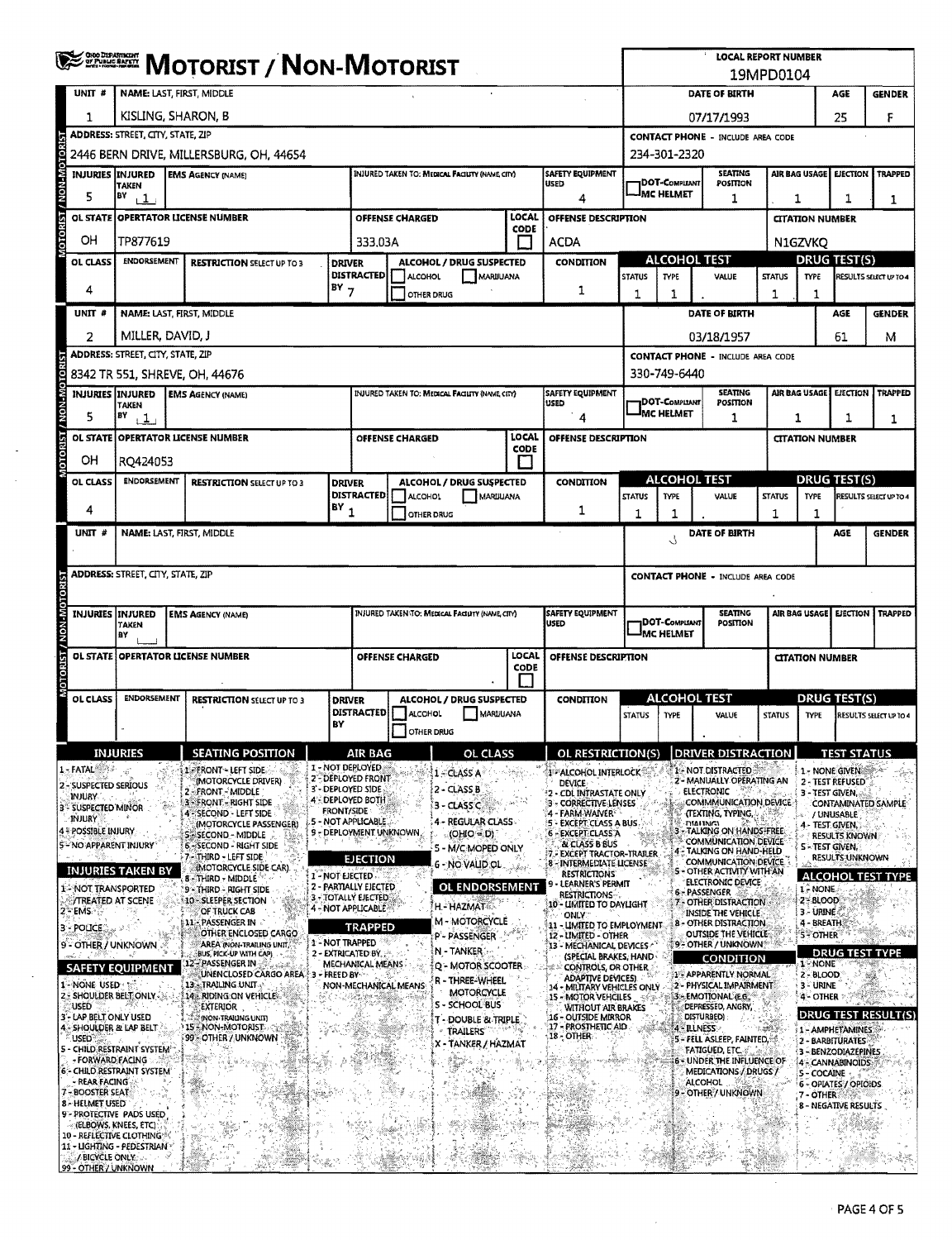# MOTORIST / NON-MOTORIST

**LOCAL REPORT NUMBER:** 19MPD0104

## Unit 1

| UNIT # | NAME: LAST, FIRST, MIDDLE | DATE OF BIRTH | AGE | GENDER |
|---|---|---|---|---|
| 1 | KISLING, SHARON, B | 07/17/1993 | 25 | F |

| ADDRESS: STREET, CITY, STATE, ZIP | CONTACT PHONE - INCLUDE AREA CODE |
|---|---|
| 2446 BERN DRIVE, MILLERSBURG, OH, 44654 | 234-301-2320 |

| INJURIES | INJURED TAKEN BY | EMS AGENCY (NAME) | INJURED TAKEN TO: MEDICAL FACILITY (NAME, CITY) | SAFETY EQUIPMENT USED | DOT-COMPLIANT MC HELMET | SEATING POSITION | AIR BAG USAGE | EJECTION | TRAPPED |
|---|---|---|---|---|---|---|---|---|---|
| 5 | 1 | | | 4 | | 1 | 1 | 1 | 1 |

| OL STATE | OPERATOR LICENSE NUMBER | OFFENSE CHARGED | LOCAL CODE | OFFENSE DESCRIPTION | CITATION NUMBER |
|---|---|---|---|---|---|
| OH | TP877619 | 333.03A | | ACDA | N1GZVKQ |

| OL CLASS | ENDORSEMENT | RESTRICTION SELECT UP TO 3 | DRIVER DISTRACTED BY | ALCOHOL / DRUG SUSPECTED | CONDITION | ALCOHOL TEST STATUS | ALCOHOL TEST TYPE | ALCOHOL TEST VALUE | DRUG TEST STATUS | DRUG TEST TYPE | RESULTS SELECT UP TO 4 |
|---|---|---|---|---|---|---|---|---|---|---|---|
| 4 | | | 7 | | 1 | 1 | 1 | . | 1 | 1 | |

## Unit 2

| UNIT # | NAME: LAST, FIRST, MIDDLE | DATE OF BIRTH | AGE | GENDER |
|---|---|---|---|---|
| 2 | MILLER, DAVID, J | 03/18/1957 | 61 | M |

| ADDRESS: STREET, CITY, STATE, ZIP | CONTACT PHONE - INCLUDE AREA CODE |
|---|---|
| 8342 TR 551, SHREVE, OH, 44676 | 330-749-6440 |

| INJURIES | INJURED TAKEN BY | EMS AGENCY (NAME) | INJURED TAKEN TO: MEDICAL FACILITY (NAME, CITY) | SAFETY EQUIPMENT USED | DOT-COMPLIANT MC HELMET | SEATING POSITION | AIR BAG USAGE | EJECTION | TRAPPED |
|---|---|---|---|---|---|---|---|---|---|
| 5 | 1 | | | 4 | | 1 | 1 | 1 | 1 |

| OL STATE | OPERATOR LICENSE NUMBER | OFFENSE CHARGED | LOCAL CODE | OFFENSE DESCRIPTION | CITATION NUMBER |
|---|---|---|---|---|---|
| OH | RQ424053 | | | | |

| OL CLASS | ENDORSEMENT | RESTRICTION SELECT UP TO 3 | DRIVER DISTRACTED BY | ALCOHOL / DRUG SUSPECTED | CONDITION | ALCOHOL TEST STATUS | ALCOHOL TEST TYPE | ALCOHOL TEST VALUE | DRUG TEST STATUS | DRUG TEST TYPE | RESULTS SELECT UP TO 4 |
|---|---|---|---|---|---|---|---|---|---|---|---|
| 4 | | | 1 | | 1 | 1 | 1 | . | 1 | 1 | |

## Unit (blank)

| UNIT # | NAME: LAST, FIRST, MIDDLE | DATE OF BIRTH | AGE | GENDER |
|---|---|---|---|---|
| | | | | |

| ADDRESS: STREET, CITY, STATE, ZIP | CONTACT PHONE - INCLUDE AREA CODE |
|---|---|
| | |

| INJURIES | INJURED TAKEN BY | EMS AGENCY (NAME) | INJURED TAKEN TO: MEDICAL FACILITY (NAME, CITY) | SAFETY EQUIPMENT USED | DOT-COMPLIANT MC HELMET | SEATING POSITION | AIR BAG USAGE | EJECTION | TRAPPED |
|---|---|---|---|---|---|---|---|---|---|
| | | | | | | | | | |

| OL STATE | OPERATOR LICENSE NUMBER | OFFENSE CHARGED | LOCAL CODE | OFFENSE DESCRIPTION | CITATION NUMBER |
|---|---|---|---|---|---|
| | | | | | |

| OL CLASS | ENDORSEMENT | RESTRICTION SELECT UP TO 3 | DRIVER DISTRACTED BY | ALCOHOL / DRUG SUSPECTED | CONDITION | ALCOHOL TEST STATUS | ALCOHOL TEST TYPE | ALCOHOL TEST VALUE | DRUG TEST STATUS | DRUG TEST TYPE | RESULTS SELECT UP TO 4 |
|---|---|---|---|---|---|---|---|---|---|---|---|
| | | | | | | | | . | | | |

## Codes

**INJURIES**
1 - FATAL
2 - SUSPECTED SERIOUS INJURY
3 - SUSPECTED MINOR INJURY
4 - POSSIBLE INJURY
5 - NO APPARENT INJURY

**INJURIES TAKEN BY**
1 - NOT TRANSPORTED /TREATED AT SCENE
2 - EMS
3 - POLICE
9 - OTHER / UNKNOWN

**SAFETY EQUIPMENT**
1 - NONE USED
2 - SHOULDER BELT ONLY USED
3 - LAP BELT ONLY USED
4 - SHOULDER & LAP BELT USED
5 - CHILD RESTRAINT SYSTEM - FORWARD FACING
6 - CHILD RESTRAINT SYSTEM - REAR FACING
7 - BOOSTER SEAT
8 - HELMET USED
9 - PROTECTIVE PADS USED (ELBOWS, KNEES, ETC)
10 - REFLECTIVE CLOTHING
11 - LIGHTING - PEDESTRIAN / BICYCLE ONLY
99 - OTHER / UNKNOWN

**SEATING POSITION**
1 - FRONT - LEFT SIDE (MOTORCYCLE DRIVER)
2 - FRONT - MIDDLE
3 - FRONT - RIGHT SIDE
4 - SECOND - LEFT SIDE (MOTORCYCLE PASSENGER)
5 - SECOND - MIDDLE
6 - SECOND - RIGHT SIDE
7 - THIRD - LEFT SIDE (MOTORCYCLE SIDE CAR)
8 - THIRD - MIDDLE
9 - THIRD - RIGHT SIDE
10 - SLEEPER SECTION OF TRUCK CAB
11 - PASSENGER IN OTHER ENCLOSED CARGO AREA (NON-TRAILING UNIT, BUS, PICK-UP WITH CAP)
12 - PASSENGER IN UNENCLOSED CARGO AREA
13 - TRAILING UNIT
14 - RIDING ON VEHICLE EXTERIOR (NON-TRAILING UNIT)
15 - NON-MOTORIST
99 - OTHER / UNKNOWN

**AIR BAG**
1 - NOT DEPLOYED
2 - DEPLOYED FRONT
3 - DEPLOYED SIDE
4 - DEPLOYED BOTH FRONT/SIDE
5 - NOT APPLICABLE
9 - DEPLOYMENT UNKNOWN

**EJECTION**
1 - NOT EJECTED
2 - PARTIALLY EJECTED
3 - TOTALLY EJECTED
4 - NOT APPLICABLE

**TRAPPED**
1 - NOT TRAPPED
2 - EXTRICATED BY MECHANICAL MEANS
3 - FREED BY NON-MECHANICAL MEANS

**OL CLASS**
1 - CLASS A
2 - CLASS B
3 - CLASS C
4 - REGULAR CLASS (OHIO = D)
5 - M/C MOPED ONLY
6 - NO VALID OL

**OL ENDORSEMENT**
H - HAZMAT
M - MOTORCYCLE
P - PASSENGER
N - TANKER
Q - MOTOR SCOOTER
R - THREE-WHEEL MOTORCYCLE
S - SCHOOL BUS
T - DOUBLE & TRIPLE TRAILERS
X - TANKER / HAZMAT

**OL RESTRICTION(S)**
1 - ALCOHOL INTERLOCK DEVICE
2 - CDL INTRASTATE ONLY
3 - CORRECTIVE LENSES
4 - FARM WAIVER
5 - EXCEPT CLASS A BUS
6 - EXCEPT CLASS A & CLASS B BUS
7 - EXCEPT TRACTOR-TRAILER
8 - INTERMEDIATE LICENSE RESTRICTIONS
9 - LEARNER'S PERMIT RESTRICTIONS
10 - LIMITED TO DAYLIGHT ONLY
11 - LIMITED TO EMPLOYMENT
12 - LIMITED - OTHER
13 - MECHANICAL DEVICES (SPECIAL BRAKES, HAND CONTROLS, OR OTHER ADAPTIVE DEVICES)
14 - MILITARY VEHICLES ONLY
15 - MOTOR VEHICLES WITHOUT AIR BRAKES
16 - OUTSIDE MIRROR
17 - PROSTHETIC AID
18 - OTHER

**DRIVER DISTRACTION**
1 - NOT DISTRACTED
2 - MANUALLY OPERATING AN ELECTRONIC COMMUNICATION DEVICE (TEXTING, TYPING, DIALING)
3 - TALKING ON HANDS-FREE COMMUNICATION DEVICE
4 - TALKING ON HAND-HELD COMMUNICATION DEVICE
5 - OTHER ACTIVITY WITH AN ELECTRONIC DEVICE
6 - PASSENGER
7 - OTHER DISTRACTION INSIDE THE VEHICLE
8 - OTHER DISTRACTION OUTSIDE THE VEHICLE
9 - OTHER / UNKNOWN

**CONDITION**
1 - APPARENTLY NORMAL
2 - PHYSICAL IMPAIRMENT
3 - EMOTIONAL (E.G., DEPRESSED, ANGRY, DISTURBED)
4 - ILLNESS
5 - FELL ASLEEP, FAINTED, FATIGUED, ETC.
6 - UNDER THE INFLUENCE OF MEDICATIONS / DRUGS / ALCOHOL
9 - OTHER / UNKNOWN

**TEST STATUS**
1 - NONE GIVEN
2 - TEST REFUSED
3 - TEST GIVEN, CONTAMINATED SAMPLE / UNUSABLE
4 - TEST GIVEN, RESULTS KNOWN
5 - TEST GIVEN, RESULTS UNKNOWN

**ALCOHOL TEST TYPE**
1 - NONE
2 - BLOOD
3 - URINE
4 - BREATH
5 - OTHER

**DRUG TEST TYPE**
1 - NONE
2 - BLOOD
3 - URINE
4 - OTHER

**DRUG TEST RESULT(S)**
1 - AMPHETAMINES
2 - BARBITURATES
3 - BENZODIAZEPINES
4 - CANNABINOIDS
5 - COCAINE
6 - OPIATES / OPIOIDS
7 - OTHER
8 - NEGATIVE RESULTS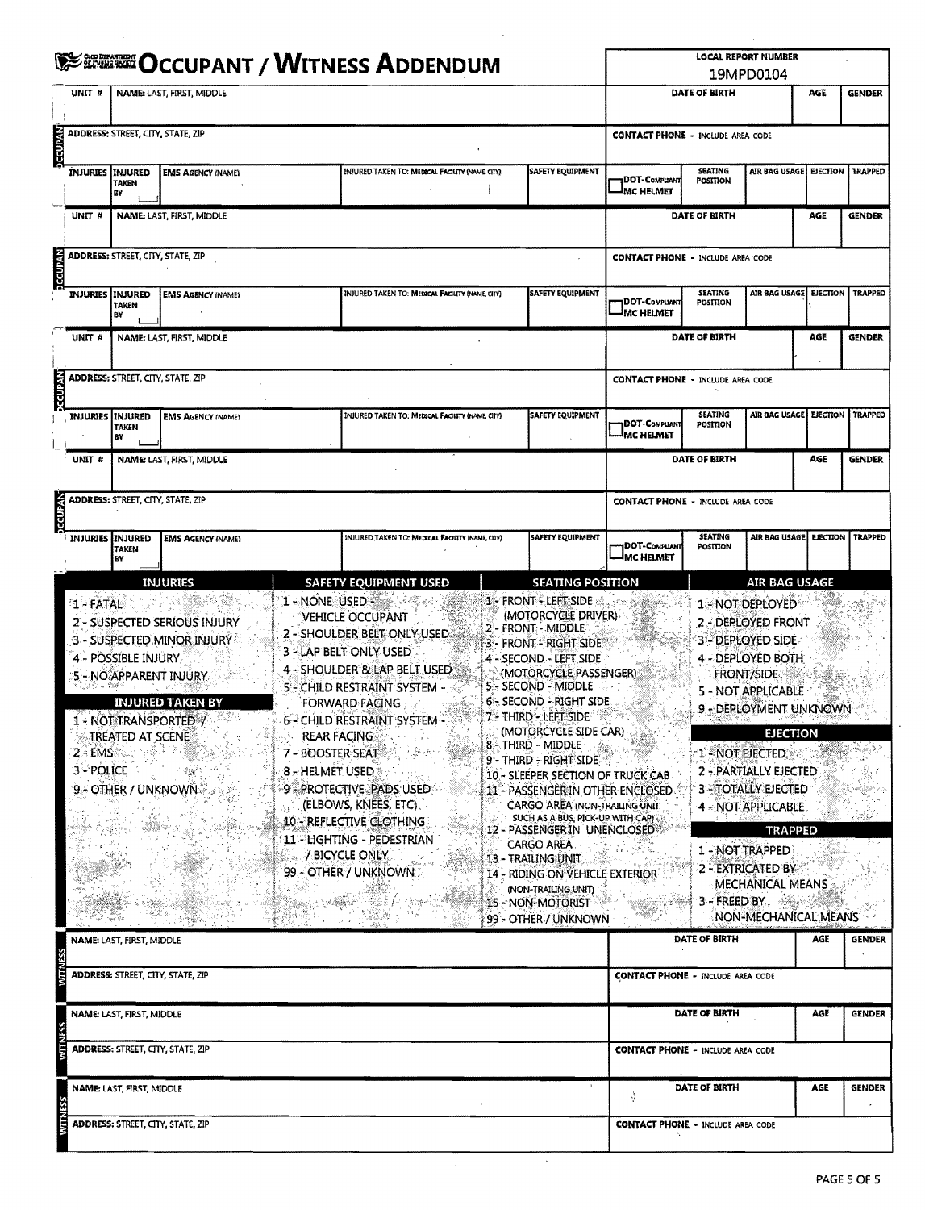# OCCUPANT / WITNESS ADDENDUM

**LOCAL REPORT NUMBER:** 19MPD0104

## OCCUPANT

| UNIT # | NAME: LAST, FIRST, MIDDLE | | | | DATE OF BIRTH | AGE | GENDER |
|---|---|---|---|---|---|---|---|
| | | | | | | | |

| ADDRESS: STREET, CITY, STATE, ZIP | CONTACT PHONE - INCLUDE AREA CODE |
|---|---|
| | |

| INJURIES | INJURED TAKEN BY | EMS AGENCY (NAME) | INJURED TAKEN TO: MEDICAL FACILITY (NAME, CITY) | SAFETY EQUIPMENT | DOT-COMPLIANT MC HELMET | SEATING POSITION | AIR BAG USAGE | EJECTION | TRAPPED |
|---|---|---|---|---|---|---|---|---|---|
| | | | | | | | | | |

## OCCUPANT

| UNIT # | NAME: LAST, FIRST, MIDDLE | | | | DATE OF BIRTH | AGE | GENDER |
|---|---|---|---|---|---|---|---|
| | | | | | | | |

| ADDRESS: STREET, CITY, STATE, ZIP | CONTACT PHONE - INCLUDE AREA CODE |
|---|---|
| | |

| INJURIES | INJURED TAKEN BY | EMS AGENCY (NAME) | INJURED TAKEN TO: MEDICAL FACILITY (NAME, CITY) | SAFETY EQUIPMENT | DOT-COMPLIANT MC HELMET | SEATING POSITION | AIR BAG USAGE | EJECTION | TRAPPED |
|---|---|---|---|---|---|---|---|---|---|
| | | | | | | | | | |

## OCCUPANT

| UNIT # | NAME: LAST, FIRST, MIDDLE | | | | DATE OF BIRTH | AGE | GENDER |
|---|---|---|---|---|---|---|---|
| | | | | | | | |

| ADDRESS: STREET, CITY, STATE, ZIP | CONTACT PHONE - INCLUDE AREA CODE |
|---|---|
| | |

| INJURIES | INJURED TAKEN BY | EMS AGENCY (NAME) | INJURED TAKEN TO: MEDICAL FACILITY (NAME, CITY) | SAFETY EQUIPMENT | DOT-COMPLIANT MC HELMET | SEATING POSITION | AIR BAG USAGE | EJECTION | TRAPPED |
|---|---|---|---|---|---|---|---|---|---|
| | | | | | | | | | |

## OCCUPANT

| UNIT # | NAME: LAST, FIRST, MIDDLE | | | | DATE OF BIRTH | AGE | GENDER |
|---|---|---|---|---|---|---|---|
| | | | | | | | |

| ADDRESS: STREET, CITY, STATE, ZIP | CONTACT PHONE - INCLUDE AREA CODE |
|---|---|
| | |

| INJURIES | INJURED TAKEN BY | EMS AGENCY (NAME) | INJURED TAKEN TO: MEDICAL FACILITY (NAME, CITY) | SAFETY EQUIPMENT | DOT-COMPLIANT MC HELMET | SEATING POSITION | AIR BAG USAGE | EJECTION | TRAPPED |
|---|---|---|---|---|---|---|---|---|---|
| | | | | | | | | | |

### INJURIES
1 - FATAL
2 - SUSPECTED SERIOUS INJURY
3 - SUSPECTED MINOR INJURY
4 - POSSIBLE INJURY
5 - NO APPARENT INJURY

### INJURED TAKEN BY
1 - NOT TRANSPORTED / TREATED AT SCENE
2 - EMS
3 - POLICE
9 - OTHER / UNKNOWN

### SAFETY EQUIPMENT USED
1 - NONE USED - VEHICLE OCCUPANT
2 - SHOULDER BELT ONLY USED
3 - LAP BELT ONLY USED
4 - SHOULDER & LAP BELT USED
5 - CHILD RESTRAINT SYSTEM - FORWARD FACING
6 - CHILD RESTRAINT SYSTEM - REAR FACING
7 - BOOSTER SEAT
8 - HELMET USED
9 - PROTECTIVE PADS USED (ELBOWS, KNEES, ETC)
10 - REFLECTIVE CLOTHING
11 - LIGHTING - PEDESTRIAN / BICYCLE ONLY
99 - OTHER / UNKNOWN

### SEATING POSITION
1 - FRONT - LEFT SIDE (MOTORCYCLE DRIVER)
2 - FRONT - MIDDLE
3 - FRONT - RIGHT SIDE
4 - SECOND - LEFT SIDE (MOTORCYCLE PASSENGER)
5 - SECOND - MIDDLE
6 - SECOND - RIGHT SIDE
7 - THIRD - LEFT SIDE (MOTORCYCLE SIDE CAR)
8 - THIRD - MIDDLE
9 - THIRD - RIGHT SIDE
10 - SLEEPER SECTION OF TRUCK CAB
11 - PASSENGER IN OTHER ENCLOSED CARGO AREA (NON-TRAILING UNIT SUCH AS A BUS, PICK-UP WITH CAP)
12 - PASSENGER IN UNENCLOSED CARGO AREA
13 - TRAILING UNIT
14 - RIDING ON VEHICLE EXTERIOR (NON-TRAILING UNIT)
15 - NON-MOTORIST
99 - OTHER / UNKNOWN

### AIR BAG USAGE
1 - NOT DEPLOYED
2 - DEPLOYED FRONT
3 - DEPLOYED SIDE
4 - DEPLOYED BOTH FRONT/SIDE
5 - NOT APPLICABLE
9 - DEPLOYMENT UNKNOWN

### EJECTION
1 - NOT EJECTED
2 - PARTIALLY EJECTED
3 - TOTALLY EJECTED
4 - NOT APPLICABLE

### TRAPPED
1 - NOT TRAPPED
2 - EXTRICATED BY MECHANICAL MEANS
3 - FREED BY NON-MECHANICAL MEANS

## WITNESS

| NAME: LAST, FIRST, MIDDLE | DATE OF BIRTH | AGE | GENDER |
|---|---|---|---|
| | | | |

| ADDRESS: STREET, CITY, STATE, ZIP | CONTACT PHONE - INCLUDE AREA CODE |
|---|---|
| | |

## WITNESS

| NAME: LAST, FIRST, MIDDLE | DATE OF BIRTH | AGE | GENDER |
|---|---|---|---|
| | | | |

| ADDRESS: STREET, CITY, STATE, ZIP | CONTACT PHONE - INCLUDE AREA CODE |
|---|---|
| | |

## WITNESS

| NAME: LAST, FIRST, MIDDLE | DATE OF BIRTH | AGE | GENDER |
|---|---|---|---|
| | | | |

| ADDRESS: STREET, CITY, STATE, ZIP | CONTACT PHONE - INCLUDE AREA CODE |
|---|---|
| | |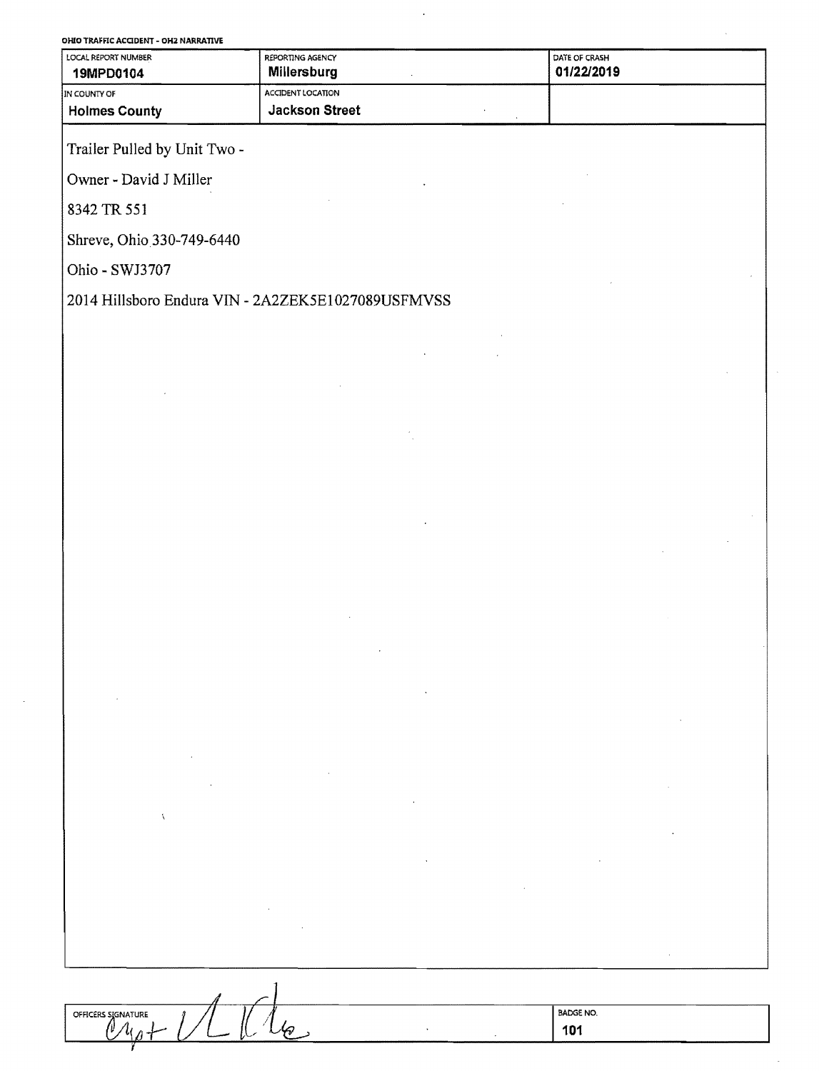**OHIO TRAFFIC ACCIDENT - OH2 NARRATIVE**

| LOCAL REPORT NUMBER | REPORTING AGENCY | DATE OF CRASH |
| --- | --- | --- |
| 19MPD0104 | Millersburg | 01/22/2019 |
| IN COUNTY OF | ACCIDENT LOCATION | |
| Holmes County | Jackson Street | |

Trailer Pulled by Unit Two -

Owner - David J Miller

8342 TR 551

Shreve, Ohio 330-749-6440

Ohio - SWJ3707

2014 Hillsboro Endura VIN - 2A2ZEK5E1027089USFMVSS

| OFFICERS SIGNATURE | BADGE NO. |
| --- | --- |
| Capt [signature] | 101 |